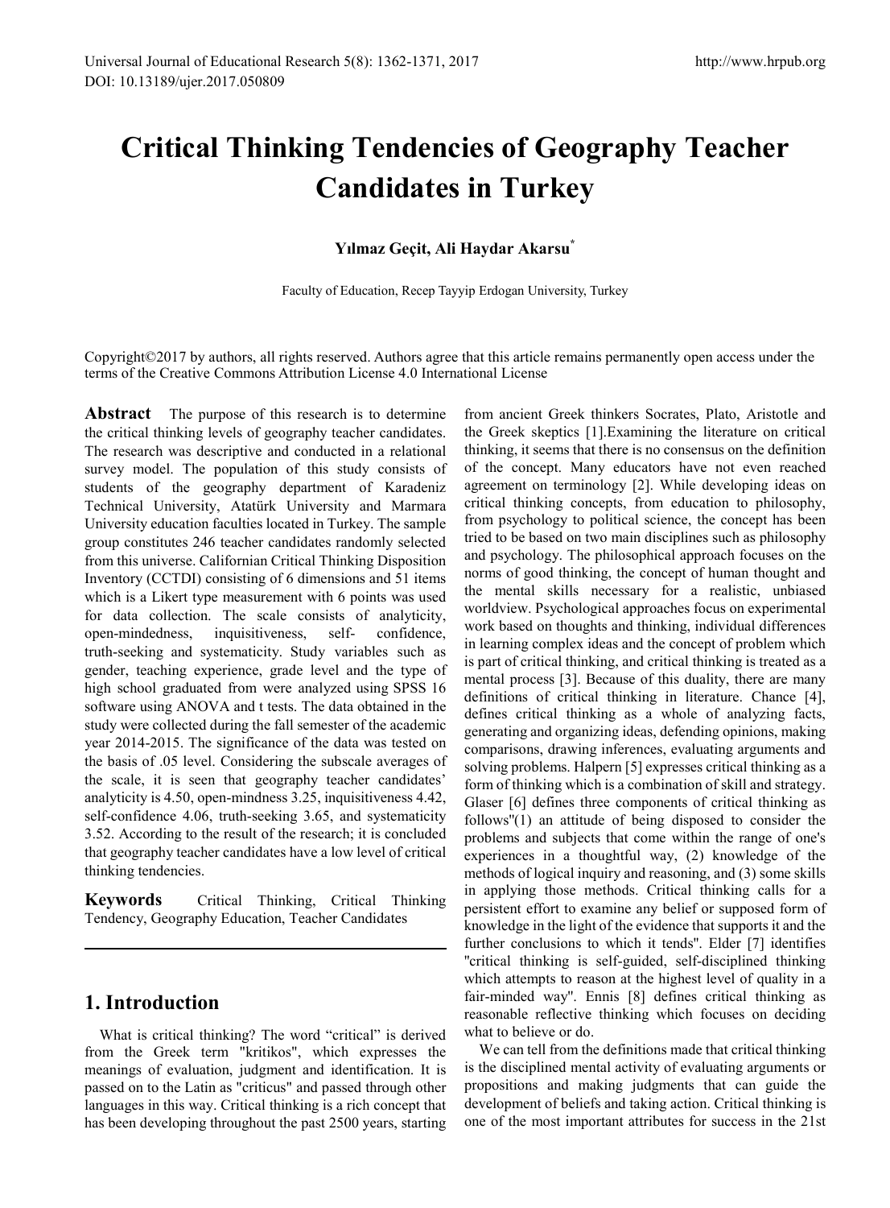# Critical Thinking Tendencies of Geography Teacher Candidates in Turkey

**Yılmaz Geçit, Ali Haydar Akarsu***

Faculty of Education, Recep Tayyip Erdogan University, Turkey

Copyright©2017 by authors, all rights reserved. Authors agree that this article remains permanently open access under the terms of the Creative Commons Attribution License 4.0 International License

**Abstract** The purpose of this research is to determine the critical thinking levels of geography teacher candidates. The research was descriptive and conducted in a relational survey model. The population of this study consists of students of the geography department of Karadeniz Technical University, Atatürk University and Marmara University education faculties located in Turkey. The sample group constitutes 246 teacher candidates randomly selected from this universe. Californian Critical Thinking Disposition Inventory (CCTDI) consisting of 6 dimensions and 51 items which is a Likert type measurement with 6 points was used for data collection. The scale consists of analyticity, open-mindedness, inquisitiveness, self- confidence, truth-seeking and systematicity. Study variables such as gender, teaching experience, grade level and the type of high school graduated from were analyzed using SPSS 16 software using ANOVA and t tests. The data obtained in the study were collected during the fall semester of the academic year 2014-2015. The significance of the data was tested on the basis of .05 level. Considering the subscale averages of the scale, it is seen that geography teacher candidates' analyticity is 4.50, open-mindness 3.25, inquisitiveness 4.42, self-confidence 4.06, truth-seeking 3.65, and systematicity 3.52. According to the result of the research; it is concluded that geography teacher candidates have a low level of critical thinking tendencies.

**Keywords** Critical Thinking, Critical Thinking Tendency, Geography Education, Teacher Candidates

## 1. Introduction

What is critical thinking? The word "critical" is derived from the Greek term "kritikos", which expresses the meanings of evaluation, judgment and identification. It is passed on to the Latin as "criticus" and passed through other languages in this way. Critical thinking is a rich concept that has been developing throughout the past 2500 years, starting from ancient Greek thinkers Socrates, Plato, Aristotle and the Greek skeptics [1].Examining the literature on critical thinking, it seems that there is no consensus on the definition of the concept. Many educators have not even reached agreement on terminology [2]. While developing ideas on critical thinking concepts, from education to philosophy, from psychology to political science, the concept has been tried to be based on two main disciplines such as philosophy and psychology. The philosophical approach focuses on the norms of good thinking, the concept of human thought and the mental skills necessary for a realistic, unbiased worldview. Psychological approaches focus on experimental work based on thoughts and thinking, individual differences in learning complex ideas and the concept of problem which is part of critical thinking, and critical thinking is treated as a mental process [3]. Because of this duality, there are many definitions of critical thinking in literature. Chance [4], defines critical thinking as a whole of analyzing facts, generating and organizing ideas, defending opinions, making comparisons, drawing inferences, evaluating arguments and solving problems. Halpern [5] expresses critical thinking as a form of thinking which is a combination of skill and strategy. Glaser [6] defines three components of critical thinking as follows"(1) an attitude of being disposed to consider the problems and subjects that come within the range of one's experiences in a thoughtful way, (2) knowledge of the methods of logical inquiry and reasoning, and (3) some skills in applying those methods. Critical thinking calls for a persistent effort to examine any belief or supposed form of knowledge in the light of the evidence that supports it and the further conclusions to which it tends". Elder [7] identifies "critical thinking is self-guided, self-disciplined thinking which attempts to reason at the highest level of quality in a fair-minded way". Ennis [8] defines critical thinking as reasonable reflective thinking which focuses on deciding what to believe or do.

We can tell from the definitions made that critical thinking is the disciplined mental activity of evaluating arguments or propositions and making judgments that can guide the development of beliefs and taking action. Critical thinking is one of the most important attributes for success in the 21st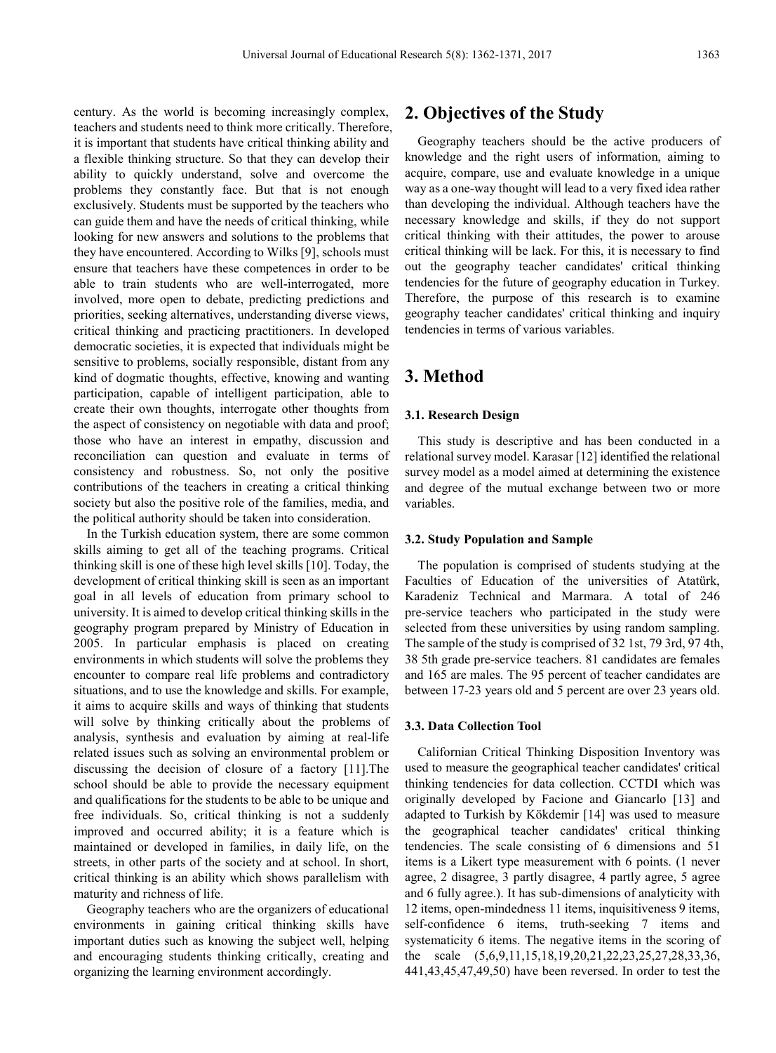century. As the world is becoming increasingly complex, teachers and students need to think more critically. Therefore, it is important that students have critical thinking ability and a flexible thinking structure. So that they can develop their ability to quickly understand, solve and overcome the problems they constantly face. But that is not enough exclusively. Students must be supported by the teachers who can guide them and have the needs of critical thinking, while looking for new answers and solutions to the problems that they have encountered. According to Wilks [9], schools must ensure that teachers have these competences in order to be able to train students who are well-interrogated, more involved, more open to debate, predicting predictions and priorities, seeking alternatives, understanding diverse views, critical thinking and practicing practitioners. In developed democratic societies, it is expected that individuals might be sensitive to problems, socially responsible, distant from any kind of dogmatic thoughts, effective, knowing and wanting participation, capable of intelligent participation, able to create their own thoughts, interrogate other thoughts from the aspect of consistency on negotiable with data and proof; those who have an interest in empathy, discussion and reconciliation can question and evaluate in terms of consistency and robustness. So, not only the positive contributions of the teachers in creating a critical thinking society but also the positive role of the families, media, and the political authority should be taken into consideration.

In the Turkish education system, there are some common skills aiming to get all of the teaching programs. Critical thinking skill is one of these high level skills [10]. Today, the development of critical thinking skill is seen as an important goal in all levels of education from primary school to university. It is aimed to develop critical thinking skills in the geography program prepared by Ministry of Education in 2005. In particular emphasis is placed on creating environments in which students will solve the problems they encounter to compare real life problems and contradictory situations, and to use the knowledge and skills. For example, it aims to acquire skills and ways of thinking that students will solve by thinking critically about the problems of analysis, synthesis and evaluation by aiming at real-life related issues such as solving an environmental problem or discussing the decision of closure of a factory [11].The school should be able to provide the necessary equipment and qualifications for the students to be able to be unique and free individuals. So, critical thinking is not a suddenly improved and occurred ability; it is a feature which is maintained or developed in families, in daily life, on the streets, in other parts of the society and at school. In short, critical thinking is an ability which shows parallelism with maturity and richness of life.

Geography teachers who are the organizers of educational environments in gaining critical thinking skills have important duties such as knowing the subject well, helping and encouraging students thinking critically, creating and organizing the learning environment accordingly.

## 2. Objectives of the Study

Geography teachers should be the active producers of knowledge and the right users of information, aiming to acquire, compare, use and evaluate knowledge in a unique way as a one-way thought will lead to a very fixed idea rather than developing the individual. Although teachers have the necessary knowledge and skills, if they do not support critical thinking with their attitudes, the power to arouse critical thinking will be lack. For this, it is necessary to find out the geography teacher candidates' critical thinking tendencies for the future of geography education in Turkey. Therefore, the purpose of this research is to examine geography teacher candidates' critical thinking and inquiry tendencies in terms of various variables.

## 3. Method

### 3.1. Research Design

This study is descriptive and has been conducted in a relational survey model. Karasar [12] identified the relational survey model as a model aimed at determining the existence and degree of the mutual exchange between two or more variables.

### 3.2. Study Population and Sample

The population is comprised of students studying at the Faculties of Education of the universities of Atatürk, Karadeniz Technical and Marmara. A total of 246 pre-service teachers who participated in the study were selected from these universities by using random sampling. The sample of the study is comprised of 32 1st, 79 3rd, 97 4th, 38 5th grade pre-service teachers. 81 candidates are females and 165 are males. The 95 percent of teacher candidates are between 17-23 years old and 5 percent are over 23 years old.

### 3.3. Data Collection Tool

Californian Critical Thinking Disposition Inventory was used to measure the geographical teacher candidates' critical thinking tendencies for data collection. CCTDI which was originally developed by Facione and Giancarlo [13] and adapted to Turkish by Kökdemir [14] was used to measure the geographical teacher candidates' critical thinking tendencies. The scale consisting of 6 dimensions and 51 items is a Likert type measurement with 6 points. (1 never agree, 2 disagree, 3 partly disagree, 4 partly agree, 5 agree and 6 fully agree.). It has sub-dimensions of analyticity with 12 items, open-mindedness 11 items, inquisitiveness 9 items, self-confidence 6 items, truth-seeking 7 items and systematicity 6 items. The negative items in the scoring of the scale (5,6,9,11,15,18,19,20,21,22,23,25,27,28,33,36, 441,43,45,47,49,50) have been reversed. In order to test the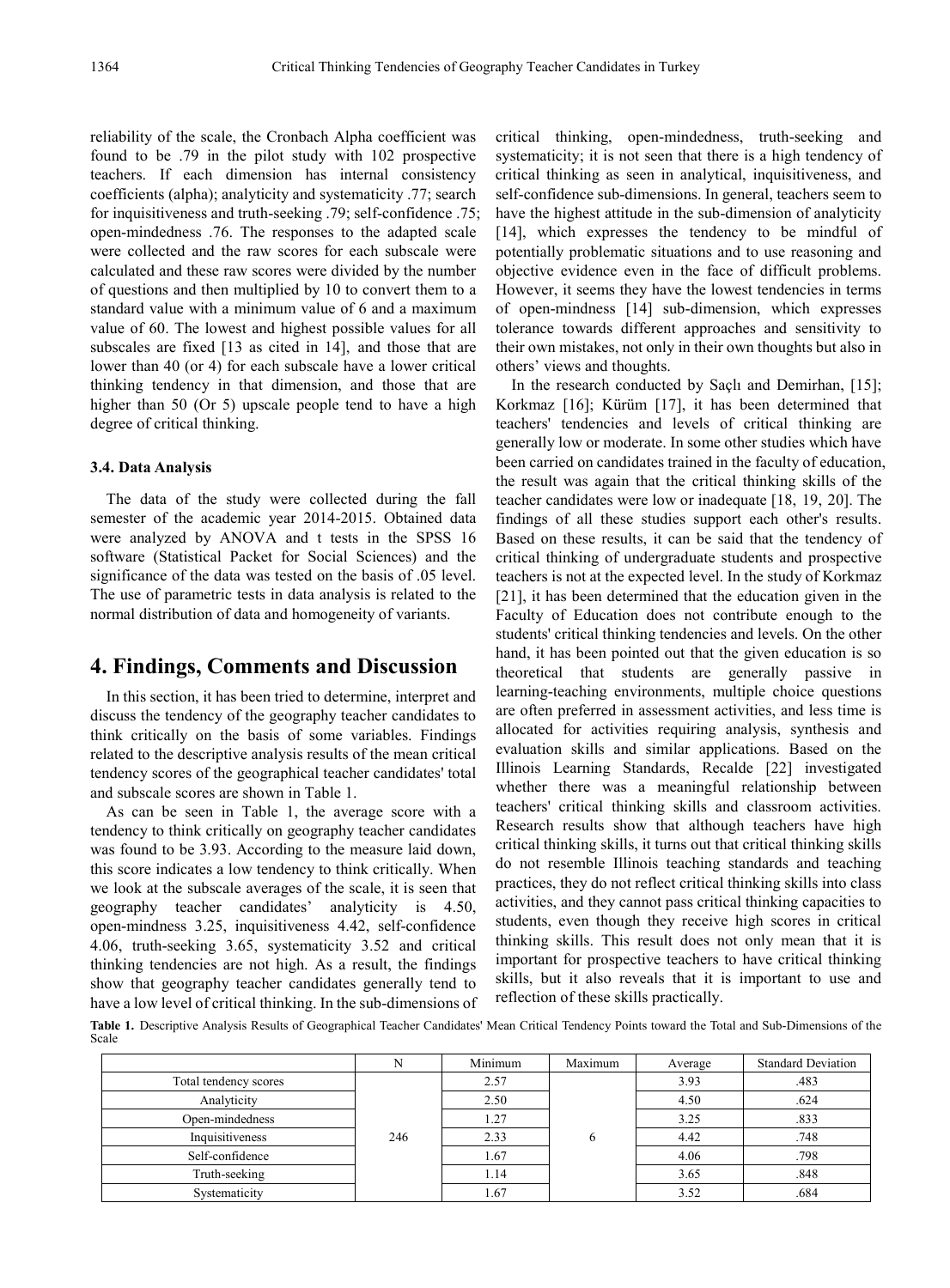reliability of the scale, the Cronbach Alpha coefficient was found to be .79 in the pilot study with 102 prospective teachers. If each dimension has internal consistency coefficients (alpha); analyticity and systematicity .77; search for inquisitiveness and truth-seeking .79; self-confidence .75; open-mindedness .76. The responses to the adapted scale were collected and the raw scores for each subscale were calculated and these raw scores were divided by the number of questions and then multiplied by 10 to convert them to a standard value with a minimum value of 6 and a maximum value of 60. The lowest and highest possible values for all subscales are fixed [13 as cited in 14], and those that are lower than 40 (or 4) for each subscale have a lower critical thinking tendency in that dimension, and those that are higher than 50 (Or 5) upscale people tend to have a high degree of critical thinking.

### 3.4. Data Analysis

The data of the study were collected during the fall semester of the academic year 2014-2015. Obtained data were analyzed by ANOVA and t tests in the SPSS 16 software (Statistical Packet for Social Sciences) and the significance of the data was tested on the basis of .05 level. The use of parametric tests in data analysis is related to the normal distribution of data and homogeneity of variants.

## 4. Findings, Comments and Discussion

In this section, it has been tried to determine, interpret and discuss the tendency of the geography teacher candidates to think critically on the basis of some variables. Findings related to the descriptive analysis results of the mean critical tendency scores of the geographical teacher candidates' total and subscale scores are shown in Table 1.

As can be seen in Table 1, the average score with a tendency to think critically on geography teacher candidates was found to be 3.93. According to the measure laid down, this score indicates a low tendency to think critically. When we look at the subscale averages of the scale, it is seen that geography teacher candidates' analyticity is 4.50, open-mindness 3.25, inquisitiveness 4.42, self-confidence 4.06, truth-seeking 3.65, systematicity 3.52 and critical thinking tendencies are not high. As a result, the findings show that geography teacher candidates generally tend to have a low level of critical thinking. In the sub-dimensions of critical thinking, open-mindedness, truth-seeking and systematicity; it is not seen that there is a high tendency of critical thinking as seen in analytical, inquisitiveness, and self-confidence sub-dimensions. In general, teachers seem to have the highest attitude in the sub-dimension of analyticity [14], which expresses the tendency to be mindful of potentially problematic situations and to use reasoning and objective evidence even in the face of difficult problems. However, it seems they have the lowest tendencies in terms of open-mindness [14] sub-dimension, which expresses tolerance towards different approaches and sensitivity to their own mistakes, not only in their own thoughts but also in others' views and thoughts.

In the research conducted by Saçlı and Demirhan, [15]; Korkmaz [16]; Kürüm [17], it has been determined that teachers' tendencies and levels of critical thinking are generally low or moderate. In some other studies which have been carried on candidates trained in the faculty of education, the result was again that the critical thinking skills of the teacher candidates were low or inadequate [18, 19, 20]. The findings of all these studies support each other's results. Based on these results, it can be said that the tendency of critical thinking of undergraduate students and prospective teachers is not at the expected level. In the study of Korkmaz [21], it has been determined that the education given in the Faculty of Education does not contribute enough to the students' critical thinking tendencies and levels. On the other hand, it has been pointed out that the given education is so theoretical that students are generally passive in learning-teaching environments, multiple choice questions are often preferred in assessment activities, and less time is allocated for activities requiring analysis, synthesis and evaluation skills and similar applications. Based on the Illinois Learning Standards, Recalde [22] investigated whether there was a meaningful relationship between teachers' critical thinking skills and classroom activities. Research results show that although teachers have high critical thinking skills, it turns out that critical thinking skills do not resemble Illinois teaching standards and teaching practices, they do not reflect critical thinking skills into class activities, and they cannot pass critical thinking capacities to students, even though they receive high scores in critical thinking skills. This result does not only mean that it is important for prospective teachers to have critical thinking skills, but it also reveals that it is important to use and reflection of these skills practically.

**Table 1.** Descriptive Analysis Results of Geographical Teacher Candidates' Mean Critical Tendency Points toward the Total and Sub-Dimensions of the Scale

| | N | Minimum | Maximum | Average | Standard Deviation |
|---|---|---|---|---|---|
| Total tendency scores | 246 | 2.57 | 6 | 3.93 | .483 |
| Analyticity | | 2.50 | | 4.50 | .624 |
| Open-mindedness | | 1.27 | | 3.25 | .833 |
| Inquisitiveness | | 2.33 | | 4.42 | .748 |
| Self-confidence | | 1.67 | | 4.06 | .798 |
| Truth-seeking | | 1.14 | | 3.65 | .848 |
| Systematicity | | 1.67 | | 3.52 | .684 |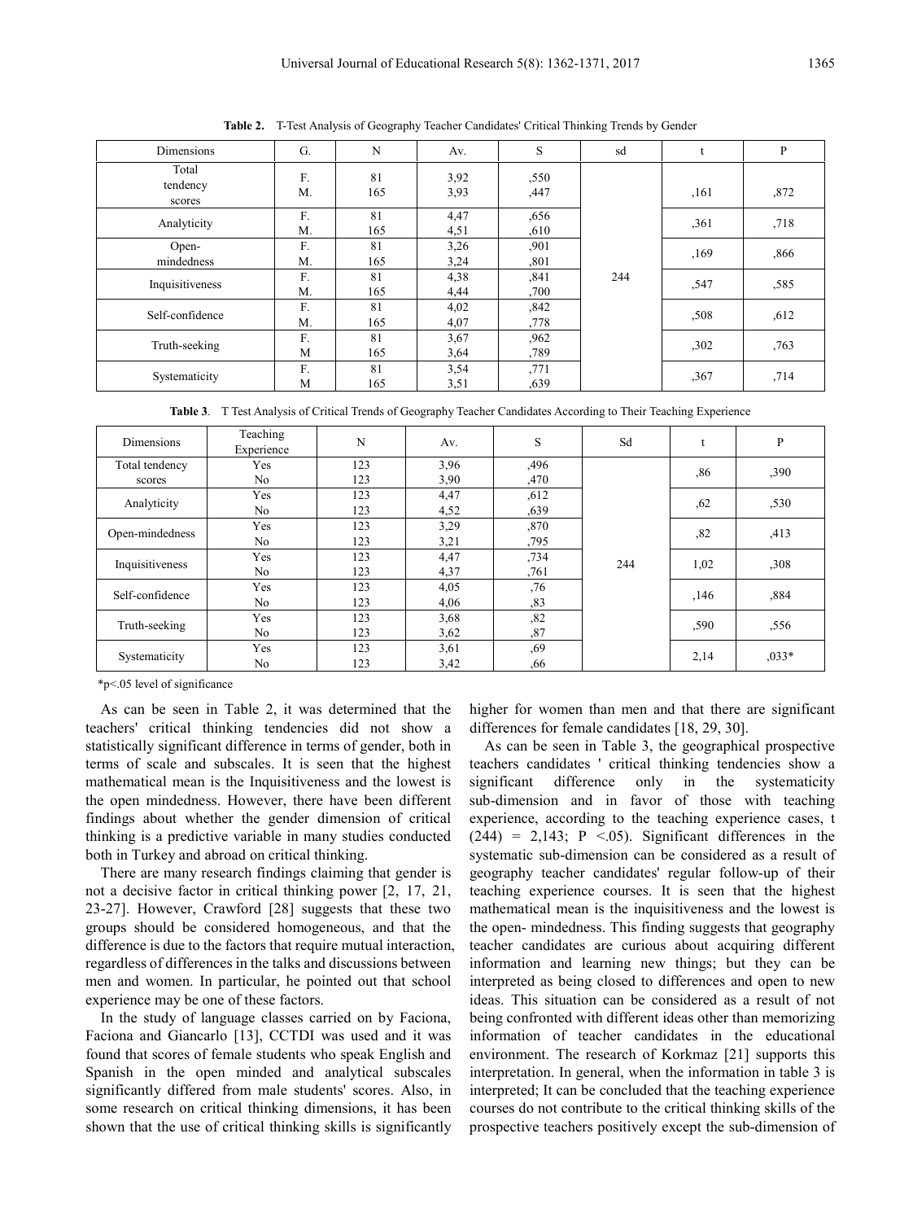**Table 2.** T-Test Analysis of Geography Teacher Candidates' Critical Thinking Trends by Gender

| Dimensions | G. | N | Av. | S | sd | t | P |
|---|---|---|---|---|---|---|---|
| Total tendency scores | F.<br>M. | 81<br>165 | 3,92<br>3,93 | ,550<br>,447 | 244 | ,161 | ,872 |
| Analyticity | F.<br>M. | 81<br>165 | 4,47<br>4,51 | ,656<br>,610 | | ,361 | ,718 |
| Open-mindedness | F.<br>M. | 81<br>165 | 3,26<br>3,24 | ,901<br>,801 | | ,169 | ,866 |
| Inquisitiveness | F.<br>M. | 81<br>165 | 4,38<br>4,44 | ,841<br>,700 | | ,547 | ,585 |
| Self-confidence | F.<br>M. | 81<br>165 | 4,02<br>4,07 | ,842<br>,778 | | ,508 | ,612 |
| Truth-seeking | F.<br>M | 81<br>165 | 3,67<br>3,64 | ,962<br>,789 | | ,302 | ,763 |
| Systematicity | F.<br>M | 81<br>165 | 3,54<br>3,51 | ,771<br>,639 | | ,367 | ,714 |

**Table 3**. T Test Analysis of Critical Trends of Geography Teacher Candidates According to Their Teaching Experience

| Dimensions | Teaching Experience | N | Av. | S | Sd | t | P |
|---|---|---|---|---|---|---|---|
| Total tendency scores | Yes<br>No | 123<br>123 | 3,96<br>3,90 | ,496<br>,470 | 244 | ,86 | ,390 |
| Analyticity | Yes<br>No | 123<br>123 | 4,47<br>4,52 | ,612<br>,639 | | ,62 | ,530 |
| Open-mindedness | Yes<br>No | 123<br>123 | 3,29<br>3,21 | ,870<br>,795 | | ,82 | ,413 |
| Inquisitiveness | Yes<br>No | 123<br>123 | 4,47<br>4,37 | ,734<br>,761 | | 1,02 | ,308 |
| Self-confidence | Yes<br>No | 123<br>123 | 4,05<br>4,06 | ,76<br>,83 | | ,146 | ,884 |
| Truth-seeking | Yes<br>No | 123<br>123 | 3,68<br>3,62 | ,82<br>,87 | | ,590 | ,556 |
| Systematicity | Yes<br>No | 123<br>123 | 3,61<br>3,42 | ,69<br>,66 | | 2,14 | ,033* |

*p<.05 level of significance

As can be seen in Table 2, it was determined that the teachers' critical thinking tendencies did not show a statistically significant difference in terms of gender, both in terms of scale and subscales. It is seen that the highest mathematical mean is the Inquisitiveness and the lowest is the open mindedness. However, there have been different findings about whether the gender dimension of critical thinking is a predictive variable in many studies conducted both in Turkey and abroad on critical thinking.

There are many research findings claiming that gender is not a decisive factor in critical thinking power [2, 17, 21, 23-27]. However, Crawford [28] suggests that these two groups should be considered homogeneous, and that the difference is due to the factors that require mutual interaction, regardless of differences in the talks and discussions between men and women. In particular, he pointed out that school experience may be one of these factors.

In the study of language classes carried on by Faciona, Faciona and Giancarlo [13], CCTDI was used and it was found that scores of female students who speak English and Spanish in the open minded and analytical subscales significantly differed from male students' scores. Also, in some research on critical thinking dimensions, it has been shown that the use of critical thinking skills is significantly higher for women than men and that there are significant differences for female candidates [18, 29, 30].

As can be seen in Table 3, the geographical prospective teachers candidates ' critical thinking tendencies show a significant difference only in the systematicity sub-dimension and in favor of those with teaching experience, according to the teaching experience cases, t $(244) = 2,143$; $P < .05$). Significant differences in the systematic sub-dimension can be considered as a result of geography teacher candidates' regular follow-up of their teaching experience courses. It is seen that the highest mathematical mean is the inquisitiveness and the lowest is the open- mindedness. This finding suggests that geography teacher candidates are curious about acquiring different information and learning new things; but they can be interpreted as being closed to differences and open to new ideas. This situation can be considered as a result of not being confronted with different ideas other than memorizing information of teacher candidates in the educational environment. The research of Korkmaz [21] supports this interpretation. In general, when the information in table 3 is interpreted; It can be concluded that the teaching experience courses do not contribute to the critical thinking skills of the prospective teachers positively except the sub-dimension of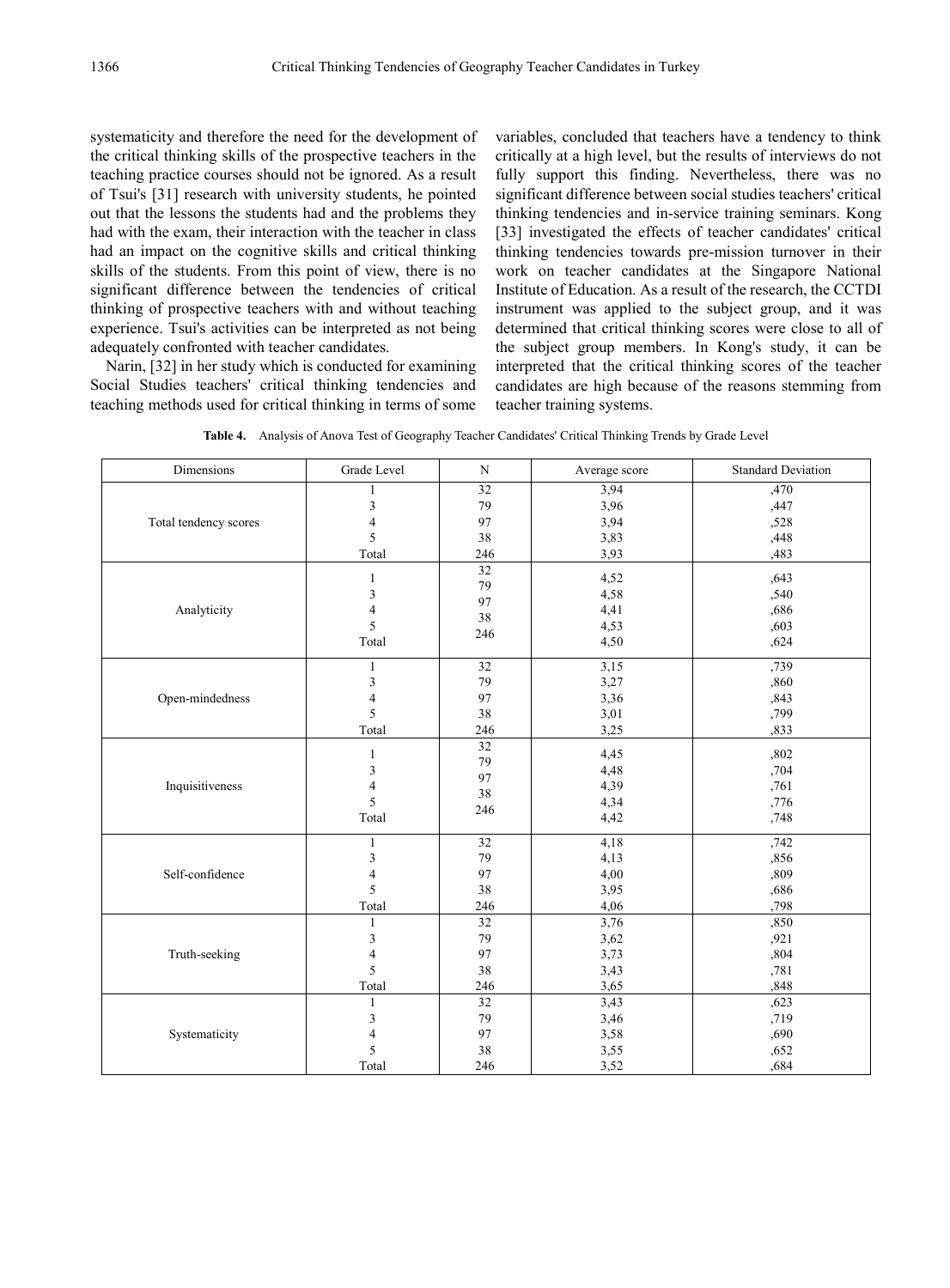systematicity and therefore the need for the development of the critical thinking skills of the prospective teachers in the teaching practice courses should not be ignored. As a result of Tsui's [31] research with university students, he pointed out that the lessons the students had and the problems they had with the exam, their interaction with the teacher in class had an impact on the cognitive skills and critical thinking skills of the students. From this point of view, there is no significant difference between the tendencies of critical thinking of prospective teachers with and without teaching experience. Tsui's activities can be interpreted as not being adequately confronted with teacher candidates.

Narin, [32] in her study which is conducted for examining Social Studies teachers' critical thinking tendencies and teaching methods used for critical thinking in terms of some variables, concluded that teachers have a tendency to think critically at a high level, but the results of interviews do not fully support this finding. Nevertheless, there was no significant difference between social studies teachers' critical thinking tendencies and in-service training seminars. Kong [33] investigated the effects of teacher candidates' critical thinking tendencies towards pre-mission turnover in their work on teacher candidates at the Singapore National Institute of Education. As a result of the research, the CCTDI instrument was applied to the subject group, and it was determined that critical thinking scores were close to all of the subject group members. In Kong's study, it can be interpreted that the critical thinking scores of the teacher candidates are high because of the reasons stemming from teacher training systems.

**Table 4.** Analysis of Anova Test of Geography Teacher Candidates' Critical Thinking Trends by Grade Level

| Dimensions | Grade Level | N | Average score | Standard Deviation |
|---|---|---|---|---|
| Total tendency scores | 1 | 32 | 3,94 | ,470 |
| | 3 | 79 | 3,96 | ,447 |
| | 4 | 97 | 3,94 | ,528 |
| | 5 | 38 | 3,83 | ,448 |
| | Total | 246 | 3,93 | ,483 |
| Analyticity | 1 | 32 | 4,52 | ,643 |
| | 3 | 79 | 4,58 | ,540 |
| | 4 | 97 | 4,41 | ,686 |
| | 5 | 38 | 4,53 | ,603 |
| | Total | 246 | 4,50 | ,624 |
| Open-mindedness | 1 | 32 | 3,15 | ,739 |
| | 3 | 79 | 3,27 | ,860 |
| | 4 | 97 | 3,36 | ,843 |
| | 5 | 38 | 3,01 | ,799 |
| | Total | 246 | 3,25 | ,833 |
| Inquisitiveness | 1 | 32 | 4,45 | ,802 |
| | 3 | 79 | 4,48 | ,704 |
| | 4 | 97 | 4,39 | ,761 |
| | 5 | 38 | 4,34 | ,776 |
| | Total | 246 | 4,42 | ,748 |
| Self-confidence | 1 | 32 | 4,18 | ,742 |
| | 3 | 79 | 4,13 | ,856 |
| | 4 | 97 | 4,00 | ,809 |
| | 5 | 38 | 3,95 | ,686 |
| | Total | 246 | 4,06 | ,798 |
| Truth-seeking | 1 | 32 | 3,76 | ,850 |
| | 3 | 79 | 3,62 | ,921 |
| | 4 | 97 | 3,73 | ,804 |
| | 5 | 38 | 3,43 | ,781 |
| | Total | 246 | 3,65 | ,848 |
| Systematicity | 1 | 32 | 3,43 | ,623 |
| | 3 | 79 | 3,46 | ,719 |
| | 4 | 97 | 3,58 | ,690 |
| | 5 | 38 | 3,55 | ,652 |
| | Total | 246 | 3,52 | ,684 |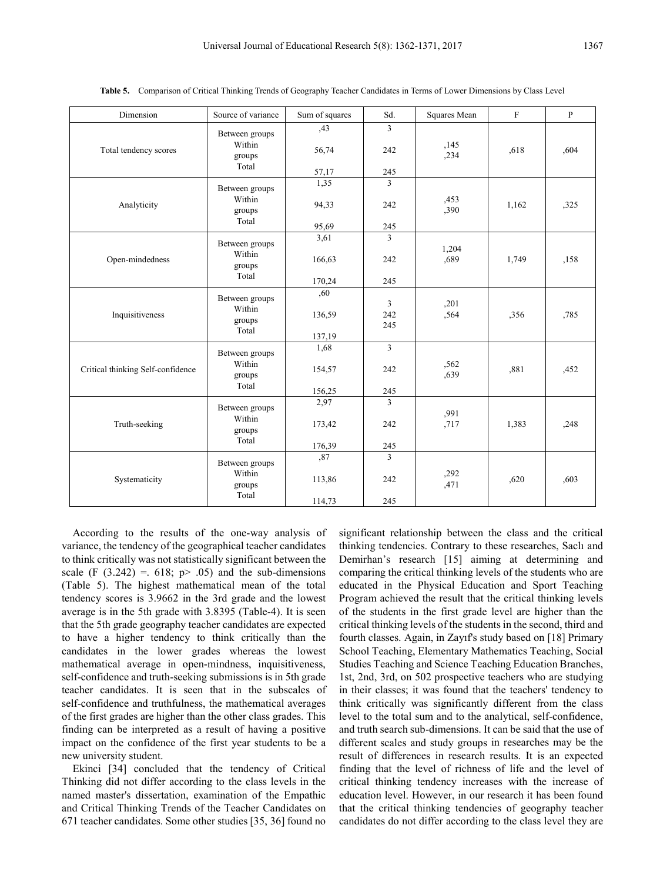**Table 5.** Comparison of Critical Thinking Trends of Geography Teacher Candidates in Terms of Lower Dimensions by Class Level

| Dimension | Source of variance | Sum of squares | Sd. | Squares Mean | F | P |
|---|---|---|---|---|---|---|
| Total tendency scores | Between groups<br>Within groups<br>Total | ,43<br>56,74<br>57,17 | 3<br>242<br>245 | ,145<br>,234 | ,618 | ,604 |
| Analyticity | Between groups<br>Within groups<br>Total | 1,35<br>94,33<br>95,69 | 3<br>242<br>245 | ,453<br>,390 | 1,162 | ,325 |
| Open-mindedness | Between groups<br>Within groups<br>Total | 3,61<br>166,63<br>170,24 | 3<br>242<br>245 | 1,204<br>,689 | 1,749 | ,158 |
| Inquisitiveness | Between groups<br>Within groups<br>Total | ,60<br>136,59<br>137,19 | 3<br>242<br>245 | ,201<br>,564 | ,356 | ,785 |
| Critical thinking Self-confidence | Between groups<br>Within groups<br>Total | 1,68<br>154,57<br>156,25 | 3<br>242<br>245 | ,562<br>,639 | ,881 | ,452 |
| Truth-seeking | Between groups<br>Within groups<br>Total | 2,97<br>173,42<br>176,39 | 3<br>242<br>245 | ,991<br>,717 | 1,383 | ,248 |
| Systematicity | Between groups<br>Within groups<br>Total | ,87<br>113,86<br>114,73 | 3<br>242<br>245 | ,292<br>,471 | ,620 | ,603 |

According to the results of the one-way analysis of variance, the tendency of the geographical teacher candidates to think critically was not statistically significant between the scale (F (3.242) =. 618; p> .05) and the sub-dimensions (Table 5). The highest mathematical mean of the total tendency scores is 3.9662 in the 3rd grade and the lowest average is in the 5th grade with 3.8395 (Table-4). It is seen that the 5th grade geography teacher candidates are expected to have a higher tendency to think critically than the candidates in the lower grades whereas the lowest mathematical average in open-mindness, inquisitiveness, self-confidence and truth-seeking submissions is in 5th grade teacher candidates. It is seen that in the subscales of self-confidence and truthfulness, the mathematical averages of the first grades are higher than the other class grades. This finding can be interpreted as a result of having a positive impact on the confidence of the first year students to be a new university student.

Ekinci [34] concluded that the tendency of Critical Thinking did not differ according to the class levels in the named master's dissertation, examination of the Empathic and Critical Thinking Trends of the Teacher Candidates on 671 teacher candidates. Some other studies [35, 36] found no significant relationship between the class and the critical thinking tendencies. Contrary to these researches, Saclı and Demirhan's research [15] aiming at determining and comparing the critical thinking levels of the students who are educated in the Physical Education and Sport Teaching Program achieved the result that the critical thinking levels of the students in the first grade level are higher than the critical thinking levels of the students in the second, third and fourth classes. Again, in Zayıf's study based on [18] Primary School Teaching, Elementary Mathematics Teaching, Social Studies Teaching and Science Teaching Education Branches, 1st, 2nd, 3rd, on 502 prospective teachers who are studying in their classes; it was found that the teachers' tendency to think critically was significantly different from the class level to the total sum and to the analytical, self-confidence, and truth search sub-dimensions. It can be said that the use of different scales and study groups in researches may be the result of differences in research results. It is an expected finding that the level of richness of life and the level of critical thinking tendency increases with the increase of education level. However, in our research it has been found that the critical thinking tendencies of geography teacher candidates do not differ according to the class level they are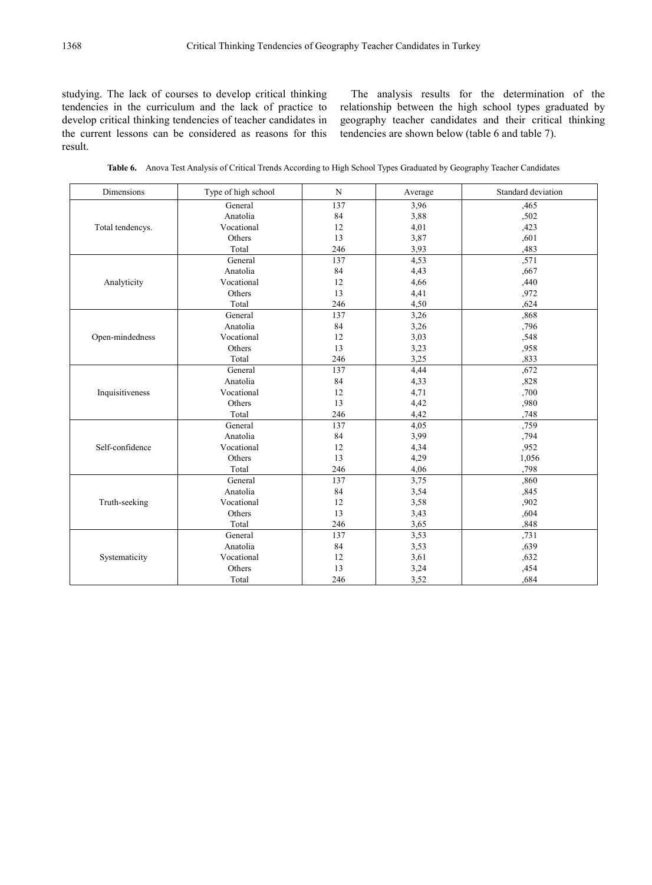studying. The lack of courses to develop critical thinking tendencies in the curriculum and the lack of practice to develop critical thinking tendencies of teacher candidates in the current lessons can be considered as reasons for this result.

The analysis results for the determination of the relationship between the high school types graduated by geography teacher candidates and their critical thinking tendencies are shown below (table 6 and table 7).

**Table 6.** Anova Test Analysis of Critical Trends According to High School Types Graduated by Geography Teacher Candidates

| Dimensions | Type of high school | N | Average | Standard deviation |
|---|---|---|---|---|
| Total tendencys. | General | 137 | 3,96 | ,465 |
| | Anatolia | 84 | 3,88 | ,502 |
| | Vocational | 12 | 4,01 | ,423 |
| | Others | 13 | 3,87 | ,601 |
| | Total | 246 | 3,93 | ,483 |
| Analyticity | General | 137 | 4,53 | ,571 |
| | Anatolia | 84 | 4,43 | ,667 |
| | Vocational | 12 | 4,66 | ,440 |
| | Others | 13 | 4,41 | ,972 |
| | Total | 246 | 4,50 | ,624 |
| Open-mindedness | General | 137 | 3,26 | ,868 |
| | Anatolia | 84 | 3,26 | ,796 |
| | Vocational | 12 | 3,03 | ,548 |
| | Others | 13 | 3,23 | ,958 |
| | Total | 246 | 3,25 | ,833 |
| Inquisitiveness | General | 137 | 4,44 | ,672 |
| | Anatolia | 84 | 4,33 | ,828 |
| | Vocational | 12 | 4,71 | ,700 |
| | Others | 13 | 4,42 | ,980 |
| | Total | 246 | 4,42 | ,748 |
| Self-confidence | General | 137 | 4,05 | ,759 |
| | Anatolia | 84 | 3,99 | ,794 |
| | Vocational | 12 | 4,34 | ,952 |
| | Others | 13 | 4,29 | 1,056 |
| | Total | 246 | 4,06 | ,798 |
| Truth-seeking | General | 137 | 3,75 | ,860 |
| | Anatolia | 84 | 3,54 | ,845 |
| | Vocational | 12 | 3,58 | ,902 |
| | Others | 13 | 3,43 | ,604 |
| | Total | 246 | 3,65 | ,848 |
| Systematicity | General | 137 | 3,53 | ,731 |
| | Anatolia | 84 | 3,53 | ,639 |
| | Vocational | 12 | 3,61 | ,632 |
| | Others | 13 | 3,24 | ,454 |
| | Total | 246 | 3,52 | ,684 |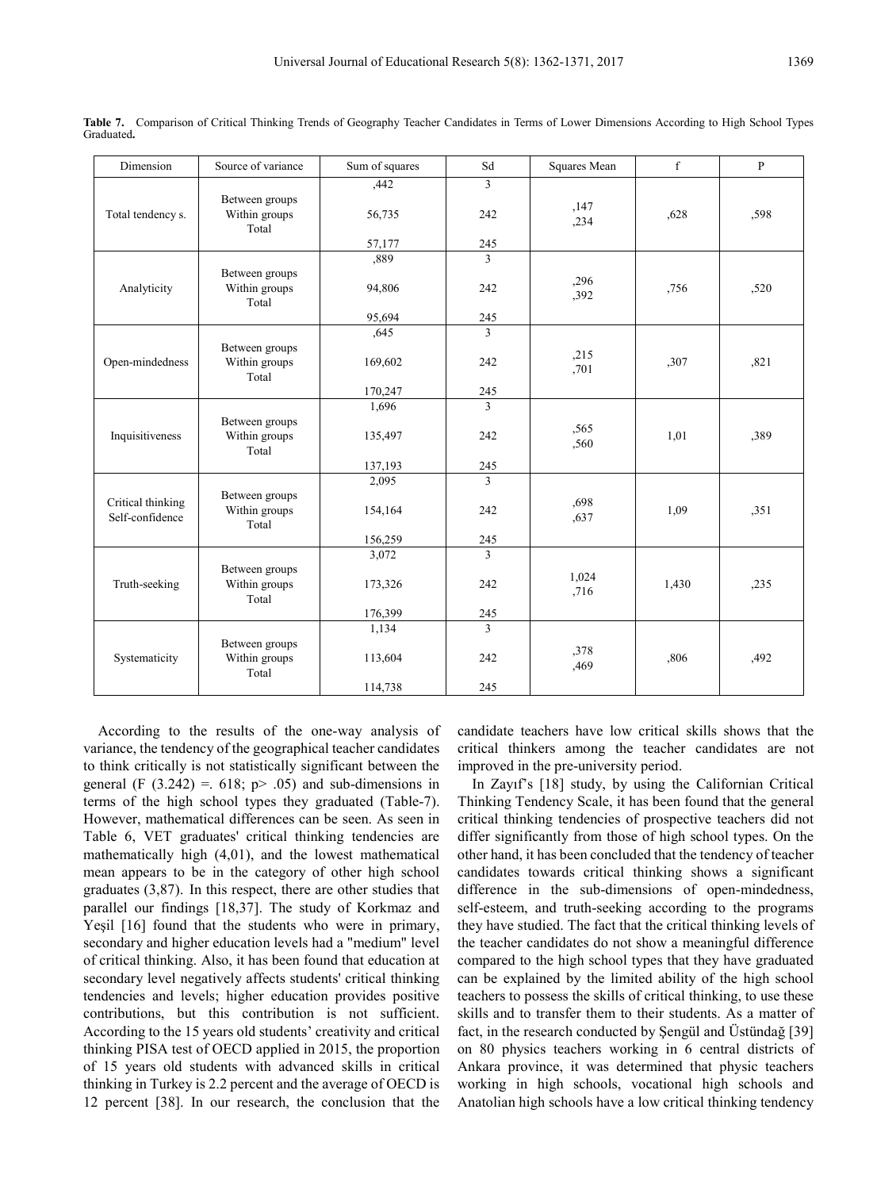**Table 7.** Comparison of Critical Thinking Trends of Geography Teacher Candidates in Terms of Lower Dimensions According to High School Types Graduated**.**

| Dimension | Source of variance | Sum of squares | Sd | Squares Mean | f | P |
|---|---|---|---|---|---|---|
| Total tendency s. | Between groups<br>Within groups<br>Total | ,442<br>56,735<br>57,177 | 3<br>242<br>245 | ,147<br>,234 | ,628 | ,598 |
| Analyticity | Between groups<br>Within groups<br>Total | ,889<br>94,806<br>95,694 | 3<br>242<br>245 | ,296<br>,392 | ,756 | ,520 |
| Open-mindedness | Between groups<br>Within groups<br>Total | ,645<br>169,602<br>170,247 | 3<br>242<br>245 | ,215<br>,701 | ,307 | ,821 |
| Inquisitiveness | Between groups<br>Within groups<br>Total | 1,696<br>135,497<br>137,193 | 3<br>242<br>245 | ,565<br>,560 | 1,01 | ,389 |
| Critical thinking Self-confidence | Between groups<br>Within groups<br>Total | 2,095<br>154,164<br>156,259 | 3<br>242<br>245 | ,698<br>,637 | 1,09 | ,351 |
| Truth-seeking | Between groups<br>Within groups<br>Total | 3,072<br>173,326<br>176,399 | 3<br>242<br>245 | 1,024<br>,716 | 1,430 | ,235 |
| Systematicity | Between groups<br>Within groups<br>Total | 1,134<br>113,604<br>114,738 | 3<br>242<br>245 | ,378<br>,469 | ,806 | ,492 |

According to the results of the one-way analysis of variance, the tendency of the geographical teacher candidates to think critically is not statistically significant between the general ($F$ (3.242) =. 618; $p > .05$) and sub-dimensions in terms of the high school types they graduated (Table-7). However, mathematical differences can be seen. As seen in Table 6, VET graduates' critical thinking tendencies are mathematically high (4,01), and the lowest mathematical mean appears to be in the category of other high school graduates (3,87). In this respect, there are other studies that parallel our findings [18,37]. The study of Korkmaz and Yeşil [16] found that the students who were in primary, secondary and higher education levels had a "medium" level of critical thinking. Also, it has been found that education at secondary level negatively affects students' critical thinking tendencies and levels; higher education provides positive contributions, but this contribution is not sufficient. According to the 15 years old students' creativity and critical thinking PISA test of OECD applied in 2015, the proportion of 15 years old students with advanced skills in critical thinking in Turkey is 2.2 percent and the average of OECD is 12 percent [38]. In our research, the conclusion that the candidate teachers have low critical skills shows that the critical thinkers among the teacher candidates are not improved in the pre-university period.

In Zayıf's [18] study, by using the Californian Critical Thinking Tendency Scale, it has been found that the general critical thinking tendencies of prospective teachers did not differ significantly from those of high school types. On the other hand, it has been concluded that the tendency of teacher candidates towards critical thinking shows a significant difference in the sub-dimensions of open-mindedness, self-esteem, and truth-seeking according to the programs they have studied. The fact that the critical thinking levels of the teacher candidates do not show a meaningful difference compared to the high school types that they have graduated can be explained by the limited ability of the high school teachers to possess the skills of critical thinking, to use these skills and to transfer them to their students. As a matter of fact, in the research conducted by Şengül and Üstündağ [39] on 80 physics teachers working in 6 central districts of Ankara province, it was determined that physic teachers working in high schools, vocational high schools and Anatolian high schools have a low critical thinking tendency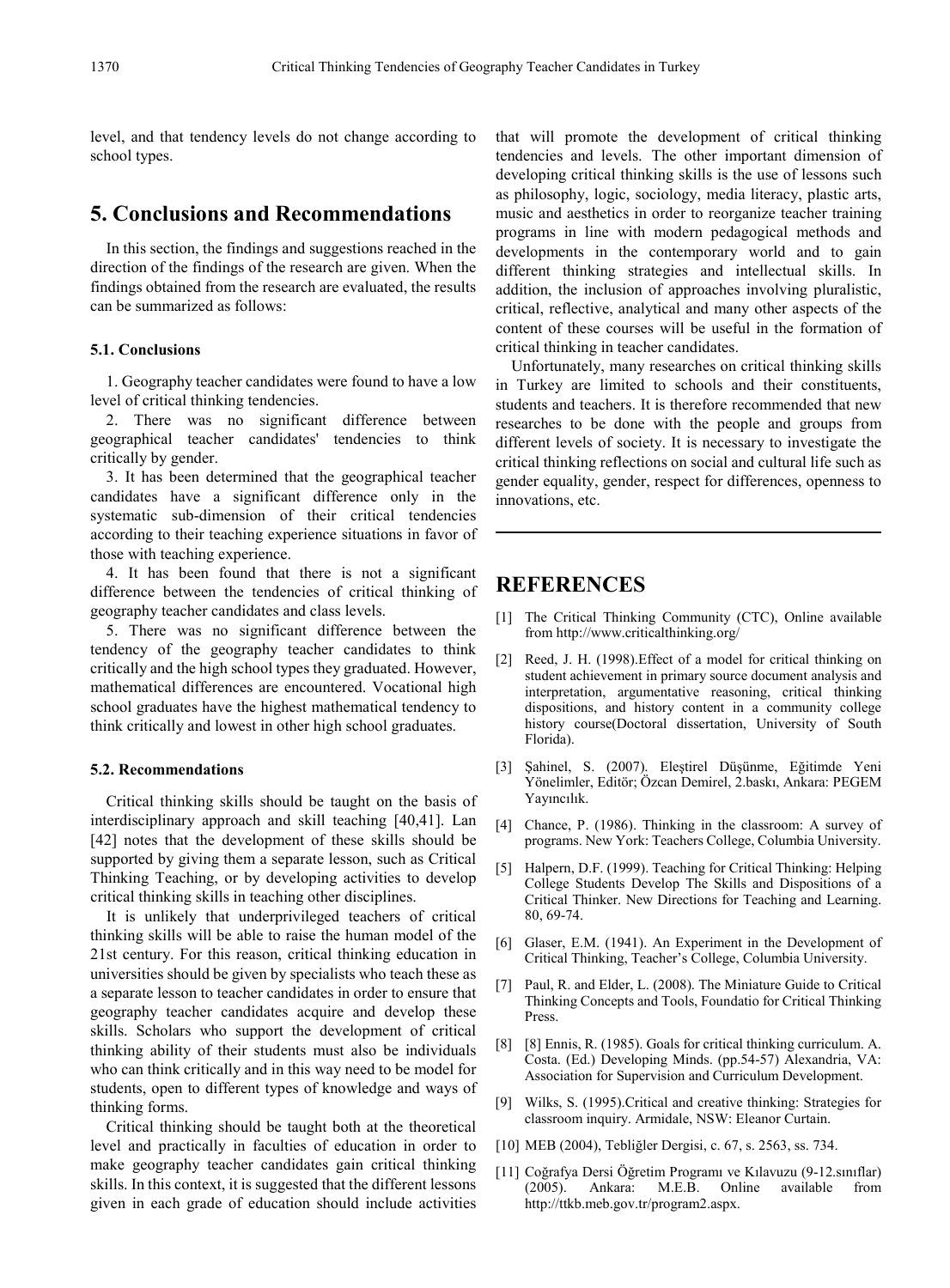level, and that tendency levels do not change according to school types.

# 5. Conclusions and Recommendations

In this section, the findings and suggestions reached in the direction of the findings of the research are given. When the findings obtained from the research are evaluated, the results can be summarized as follows:

### 5.1. Conclusions

1. Geography teacher candidates were found to have a low level of critical thinking tendencies.

2. There was no significant difference between geographical teacher candidates' tendencies to think critically by gender.

3. It has been determined that the geographical teacher candidates have a significant difference only in the systematic sub-dimension of their critical tendencies according to their teaching experience situations in favor of those with teaching experience.

4. It has been found that there is not a significant difference between the tendencies of critical thinking of geography teacher candidates and class levels.

5. There was no significant difference between the tendency of the geography teacher candidates to think critically and the high school types they graduated. However, mathematical differences are encountered. Vocational high school graduates have the highest mathematical tendency to think critically and lowest in other high school graduates.

### 5.2. Recommendations

Critical thinking skills should be taught on the basis of interdisciplinary approach and skill teaching [40,41]. Lan [42] notes that the development of these skills should be supported by giving them a separate lesson, such as Critical Thinking Teaching, or by developing activities to develop critical thinking skills in teaching other disciplines.

It is unlikely that underprivileged teachers of critical thinking skills will be able to raise the human model of the 21st century. For this reason, critical thinking education in universities should be given by specialists who teach these as a separate lesson to teacher candidates in order to ensure that geography teacher candidates acquire and develop these skills. Scholars who support the development of critical thinking ability of their students must also be individuals who can think critically and in this way need to be model for students, open to different types of knowledge and ways of thinking forms.

Critical thinking should be taught both at the theoretical level and practically in faculties of education in order to make geography teacher candidates gain critical thinking skills. In this context, it is suggested that the different lessons given in each grade of education should include activities that will promote the development of critical thinking tendencies and levels. The other important dimension of developing critical thinking skills is the use of lessons such as philosophy, logic, sociology, media literacy, plastic arts, music and aesthetics in order to reorganize teacher training programs in line with modern pedagogical methods and developments in the contemporary world and to gain different thinking strategies and intellectual skills. In addition, the inclusion of approaches involving pluralistic, critical, reflective, analytical and many other aspects of the content of these courses will be useful in the formation of critical thinking in teacher candidates.

Unfortunately, many researches on critical thinking skills in Turkey are limited to schools and their constituents, students and teachers. It is therefore recommended that new researches to be done with the people and groups from different levels of society. It is necessary to investigate the critical thinking reflections on social and cultural life such as gender equality, gender, respect for differences, openness to innovations, etc.

# REFERENCES

[1] The Critical Thinking Community (CTC), Online available from http://www.criticalthinking.org/

[2] Reed, J. H. (1998).Effect of a model for critical thinking on student achievement in primary source document analysis and interpretation, argumentative reasoning, critical thinking dispositions, and history content in a community college history course(Doctoral dissertation, University of South Florida).

[3] Şahinel, S. (2007). Eleştirel Düşünme, Eğitimde Yeni Yönelimler, Editör; Özcan Demirel, 2.baskı, Ankara: PEGEM Yayıncılık.

[4] Chance, P. (1986). Thinking in the classroom: A survey of programs. New York: Teachers College, Columbia University.

[5] Halpern, D.F. (1999). Teaching for Critical Thinking: Helping College Students Develop The Skills and Dispositions of a Critical Thinker. New Directions for Teaching and Learning. 80, 69-74.

[6] Glaser, E.M. (1941). An Experiment in the Development of Critical Thinking, Teacher's College, Columbia University.

[7] Paul, R. and Elder, L. (2008). The Miniature Guide to Critical Thinking Concepts and Tools, Foundatio for Critical Thinking Press.

[8] [8] Ennis, R. (1985). Goals for critical thinking curriculum. A. Costa. (Ed.) Developing Minds. (pp.54-57) Alexandria, VA: Association for Supervision and Curriculum Development.

[9] Wilks, S. (1995).Critical and creative thinking: Strategies for classroom inquiry. Armidale, NSW: Eleanor Curtain.

[10] MEB (2004), Tebliğler Dergisi, c. 67, s. 2563, ss. 734.

[11] Coğrafya Dersi Öğretim Programı ve Kılavuzu (9-12.sınıflar) (2005). Ankara: M.E.B. Online available from http://ttkb.meb.gov.tr/program2.aspx.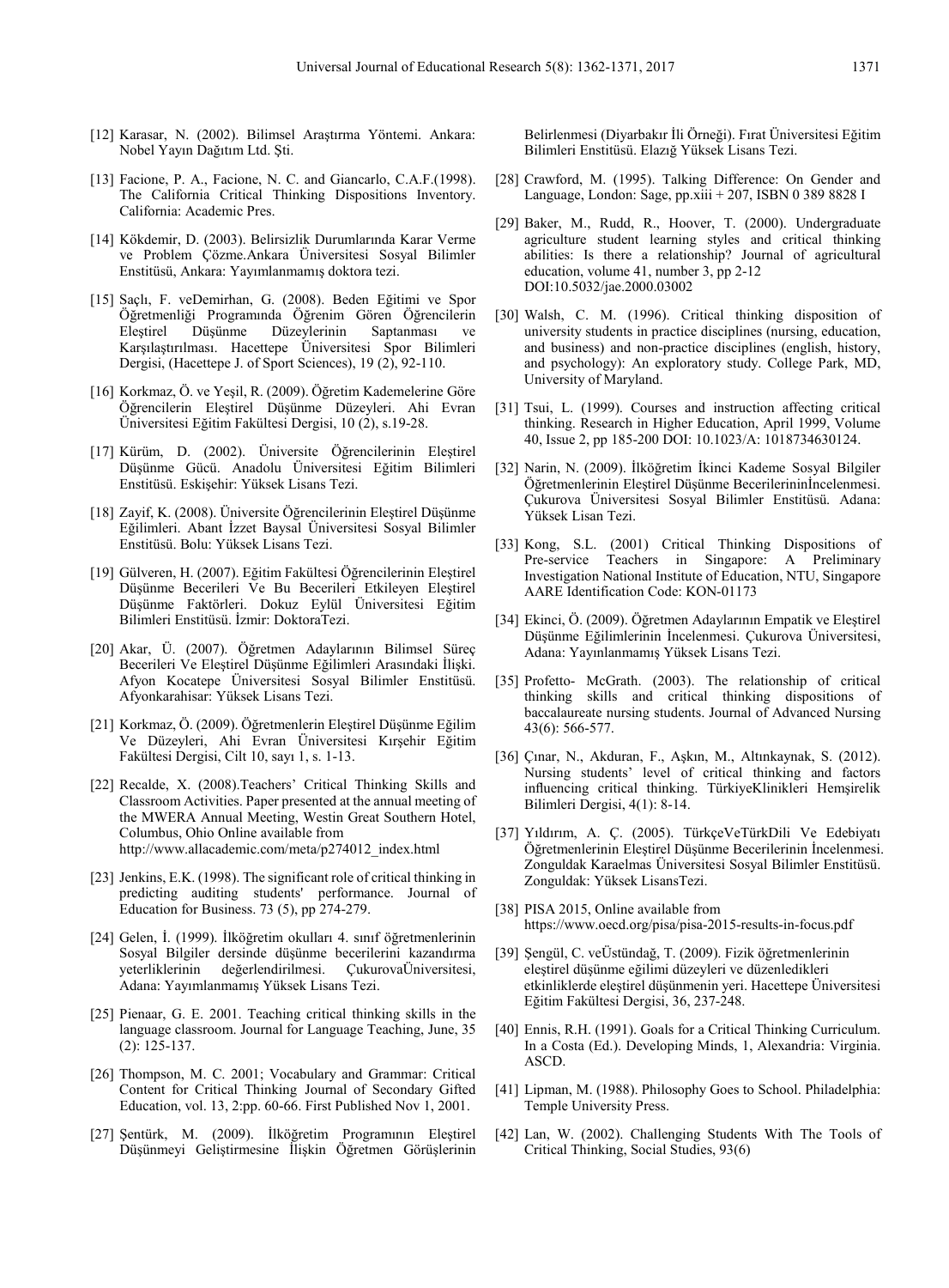[12] Karasar, N. (2002). Bilimsel Araştırma Yöntemi. Ankara: Nobel Yayın Dağıtım Ltd. Şti.

[13] Facione, P. A., Facione, N. C. and Giancarlo, C.A.F.(1998). The California Critical Thinking Dispositions Inventory. California: Academic Pres.

[14] Kökdemir, D. (2003). Belirsizlik Durumlarında Karar Verme ve Problem Çözme.Ankara Üniversitesi Sosyal Bilimler Enstitüsü, Ankara: Yayımlanmamış doktora tezi.

[15] Saçlı, F. veDemirhan, G. (2008). Beden Eğitimi ve Spor Öğretmenliği Programında Öğrenim Gören Öğrencilerin Eleştirel Düşünme Düzeylerinin Saptanması ve Karşılaştırılması. Hacettepe Üniversitesi Spor Bilimleri Dergisi, (Hacettepe J. of Sport Sciences), 19 (2), 92-110.

[16] Korkmaz, Ö. ve Yeşil, R. (2009). Öğretim Kademelerine Göre Öğrencilerin Eleştirel Düşünme Düzeyleri. Ahi Evran Üniversitesi Eğitim Fakültesi Dergisi, 10 (2), s.19-28.

[17] Kürüm, D. (2002). Üniversite Öğrencilerinin Eleştirel Düşünme Gücü. Anadolu Üniversitesi Eğitim Bilimleri Enstitüsü. Eskişehir: Yüksek Lisans Tezi.

[18] Zayif, K. (2008). Üniversite Öğrencilerinin Eleştirel Düşünme Eğilimleri. Abant İzzet Baysal Üniversitesi Sosyal Bilimler Enstitüsü. Bolu: Yüksek Lisans Tezi.

[19] Gülveren, H. (2007). Eğitim Fakültesi Öğrencilerinin Eleştirel Düşünme Becerileri Ve Bu Becerileri Etkileyen Eleştirel Düşünme Faktörleri. Dokuz Eylül Üniversitesi Eğitim Bilimleri Enstitüsü. İzmir: DoktoraTezi.

[20] Akar, Ü. (2007). Öğretmen Adaylarının Bilimsel Süreç Becerileri Ve Eleştirel Düşünme Eğilimleri Arasındaki İlişki. Afyon Kocatepe Üniversitesi Sosyal Bilimler Enstitüsü. Afyonkarahisar: Yüksek Lisans Tezi.

[21] Korkmaz, Ö. (2009). Öğretmenlerin Eleştirel Düşünme Eğilim Ve Düzeyleri, Ahi Evran Üniversitesi Kırşehir Eğitim Fakültesi Dergisi, Cilt 10, sayı 1, s. 1-13.

[22] Recalde, X. (2008).Teachers' Critical Thinking Skills and Classroom Activities. Paper presented at the annual meeting of the MWERA Annual Meeting, Westin Great Southern Hotel, Columbus, Ohio Online available from http://www.allacademic.com/meta/p274012_index.html

[23] Jenkins, E.K. (1998). The significant role of critical thinking in predicting auditing students' performance. Journal of Education for Business. 73 (5), pp 274-279.

[24] Gelen, İ. (1999). İlköğretim okulları 4. sınıf öğretmenlerinin Sosyal Bilgiler dersinde düşünme becerilerini kazandırma yeterliklerinin değerlendirilmesi. ÇukurovaÜniversitesi, Adana: Yayımlanmamış Yüksek Lisans Tezi.

[25] Pienaar, G. E. 2001. Teaching critical thinking skills in the language classroom. Journal for Language Teaching, June, 35 (2): 125-137.

[26] Thompson, M. C. 2001; Vocabulary and Grammar: Critical Content for Critical Thinking Journal of Secondary Gifted Education, vol. 13, 2:pp. 60-66. First Published Nov 1, 2001.

[27] Şentürk, M. (2009). İlköğretim Programının Eleştirel Düşünmeyi Geliştirmesine İlişkin Öğretmen Görüşlerinin Belirlenmesi (Diyarbakır İli Örneği). Fırat Üniversitesi Eğitim Bilimleri Enstitüsü. Elazığ Yüksek Lisans Tezi.

[28] Crawford, M. (1995). Talking Difference: On Gender and Language, London: Sage, pp.xiii + 207, ISBN 0 389 8828 I

[29] Baker, M., Rudd, R., Hoover, T. (2000). Undergraduate agriculture student learning styles and critical thinking abilities: Is there a relationship? Journal of agricultural education, volume 41, number 3, pp 2-12 DOI:10.5032/jae.2000.03002

[30] Walsh, C. M. (1996). Critical thinking disposition of university students in practice disciplines (nursing, education, and business) and non-practice disciplines (english, history, and psychology): An exploratory study. College Park, MD, University of Maryland.

[31] Tsui, L. (1999). Courses and instruction affecting critical thinking. Research in Higher Education, April 1999, Volume 40, Issue 2, pp 185-200 DOI: 10.1023/A: 1018734630124.

[32] Narin, N. (2009). İlköğretim İkinci Kademe Sosyal Bilgiler Öğretmenlerinin Eleştirel Düşünme Becerilerininİncelenmesi. Çukurova Üniversitesi Sosyal Bilimler Enstitüsü. Adana: Yüksek Lisan Tezi.

[33] Kong, S.L. (2001) Critical Thinking Dispositions of Pre-service Teachers in Singapore: A Preliminary Investigation National Institute of Education, NTU, Singapore AARE Identification Code: KON-01173

[34] Ekinci, Ö. (2009). Öğretmen Adaylarının Empatik ve Eleştirel Düşünme Eğilimlerinin İncelenmesi. Çukurova Üniversitesi, Adana: Yayınlanmamış Yüksek Lisans Tezi.

[35] Profetto- McGrath. (2003). The relationship of critical thinking skills and critical thinking dispositions of baccalaureate nursing students. Journal of Advanced Nursing 43(6): 566-577.

[36] Çınar, N., Akduran, F., Aşkın, M., Altınkaynak, S. (2012). Nursing students' level of critical thinking and factors influencing critical thinking. TürkiyeKlinikleri Hemşirelik Bilimleri Dergisi, 4(1): 8-14.

[37] Yıldırım, A. Ç. (2005). TürkçeVeTürkDili Ve Edebiyatı Öğretmenlerinin Eleştirel Düşünme Becerilerinin İncelenmesi. Zonguldak Karaelmas Üniversitesi Sosyal Bilimler Enstitüsü. Zonguldak: Yüksek LisansTezi.

[38] PISA 2015, Online available from https://www.oecd.org/pisa/pisa-2015-results-in-focus.pdf

[39] Şengül, C. veÜstündağ, T. (2009). Fizik öğretmenlerinin eleştirel düşünme eğilimi düzeyleri ve düzenledikleri etkinliklerde eleştirel düşünmenin yeri. Hacettepe Üniversitesi Eğitim Fakültesi Dergisi, 36, 237-248.

[40] Ennis, R.H. (1991). Goals for a Critical Thinking Curriculum. In a Costa (Ed.). Developing Minds, 1, Alexandria: Virginia. ASCD.

[41] Lipman, M. (1988). Philosophy Goes to School. Philadelphia: Temple University Press.

[42] Lan, W. (2002). Challenging Students With The Tools of Critical Thinking, Social Studies, 93(6)